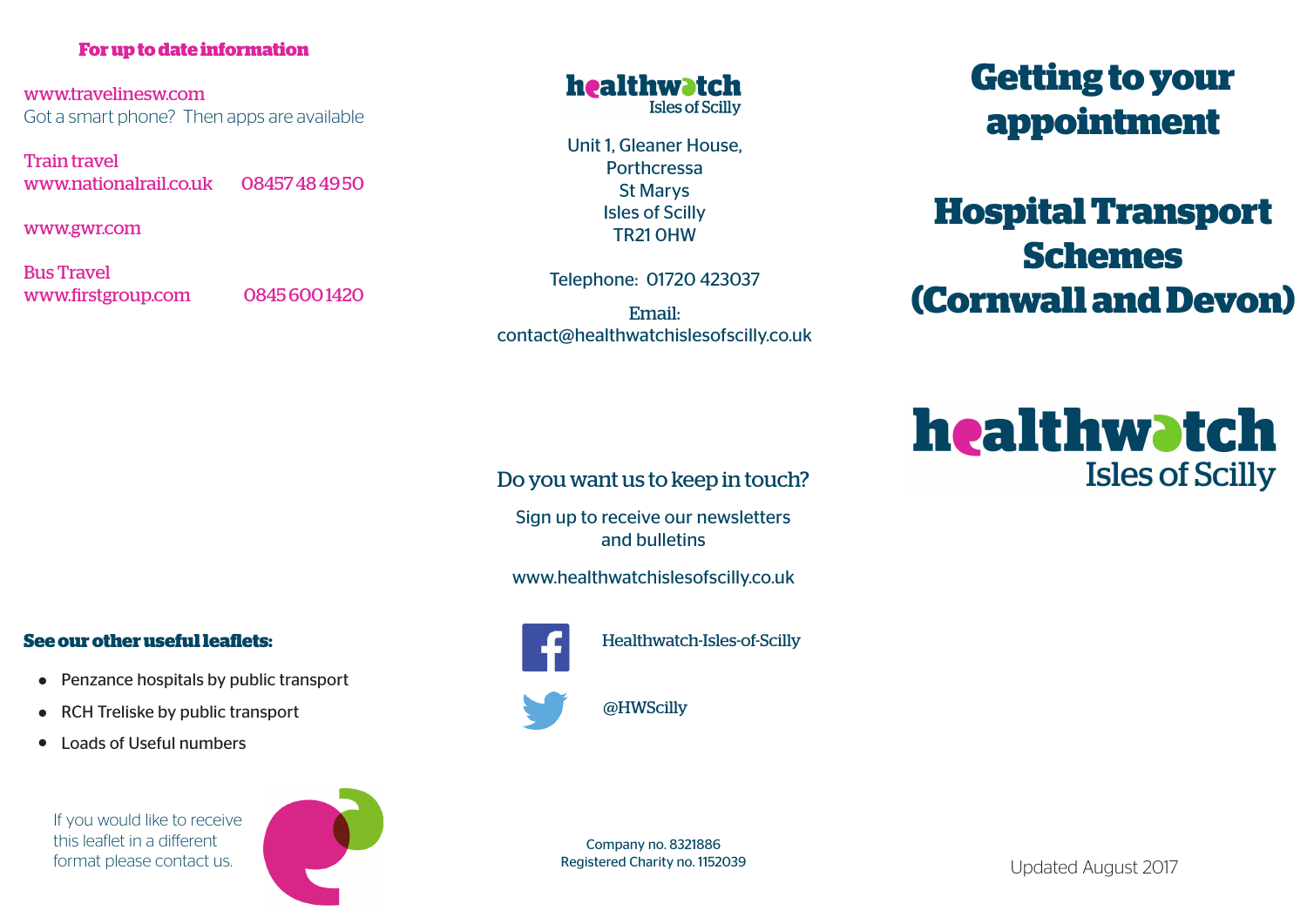**For up to date information**

www.travelinesw.com
Got a smart phone? Then apps are available

Train travel
www.nationalrail.co.uk 08457 48 49 50

www.gwr.com

Bus Travel
www.firstgroup.com 0845 600 1420

**See our other useful leaflets:**

- Penzance hospitals by public transport
- RCH Treliske by public transport
- Loads of Useful numbers

If you would like to receive this leaflet in a different format please contact us.

healthwatch Isles of Scilly

Unit 1, Gleaner House,
Porthcressa
St Marys
Isles of Scilly
TR21 0HW

Telephone: 01720 423037

Email:
contact@healthwatchislesofscilly.co.uk

Do you want us to keep in touch?

Sign up to receive our newsletters and bulletins

www.healthwatchislesofscilly.co.uk

Healthwatch-Isles-of-Scilly

@HWScilly

Company no. 8321886
Registered Charity no. 1152039

# Getting to your appointment

# Hospital Transport Schemes (Cornwall and Devon)

healthwatch Isles of Scilly

Updated August 2017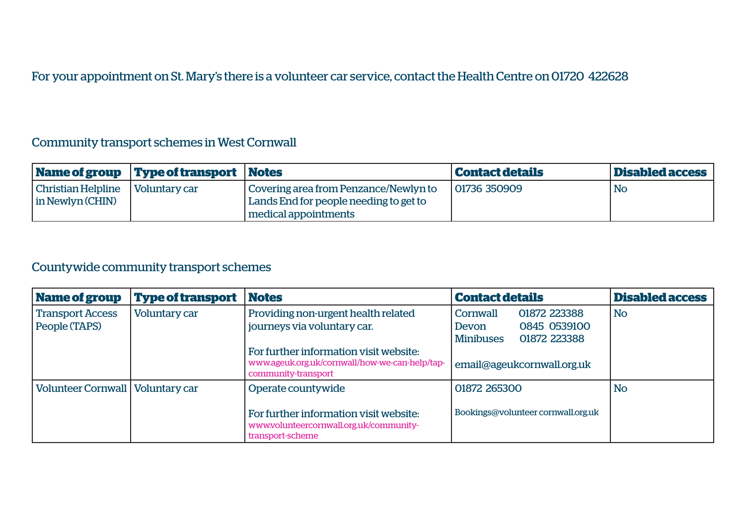For your appointment on St. Mary's there is a volunteer car service, contact the Health Centre on 01720 422628

## Community transport schemes in West Cornwall

| Name of group | Type of transport | Notes | Contact details | Disabled access |
|---|---|---|---|---|
| Christian Helpline in Newlyn (CHIN) | Voluntary car | Covering area from Penzance/Newlyn to Lands End for people needing to get to medical appointments | 01736 350909 | No |

## Countywide community transport schemes

| Name of group | Type of transport | Notes | Contact details | Disabled access |
|---|---|---|---|---|
| Transport Access People (TAPS) | Voluntary car | Providing non-urgent health related journeys via voluntary car.<br><br>For further information visit website: www.ageuk.org.uk/cornwall/how-we-can-help/tap-community-transport | Cornwall 01872 223388<br>Devon 0845 0539100<br>Minibuses 01872 223388<br><br>email@ageukcornwall.org.uk | No |
| Volunteer Cornwall | Voluntary car | Operate countywide<br><br>For further information visit website: www.volunteercornwall.org.uk/community-transport-scheme | 01872 265300<br><br>Bookings@volunteer cornwall.org.uk | No |